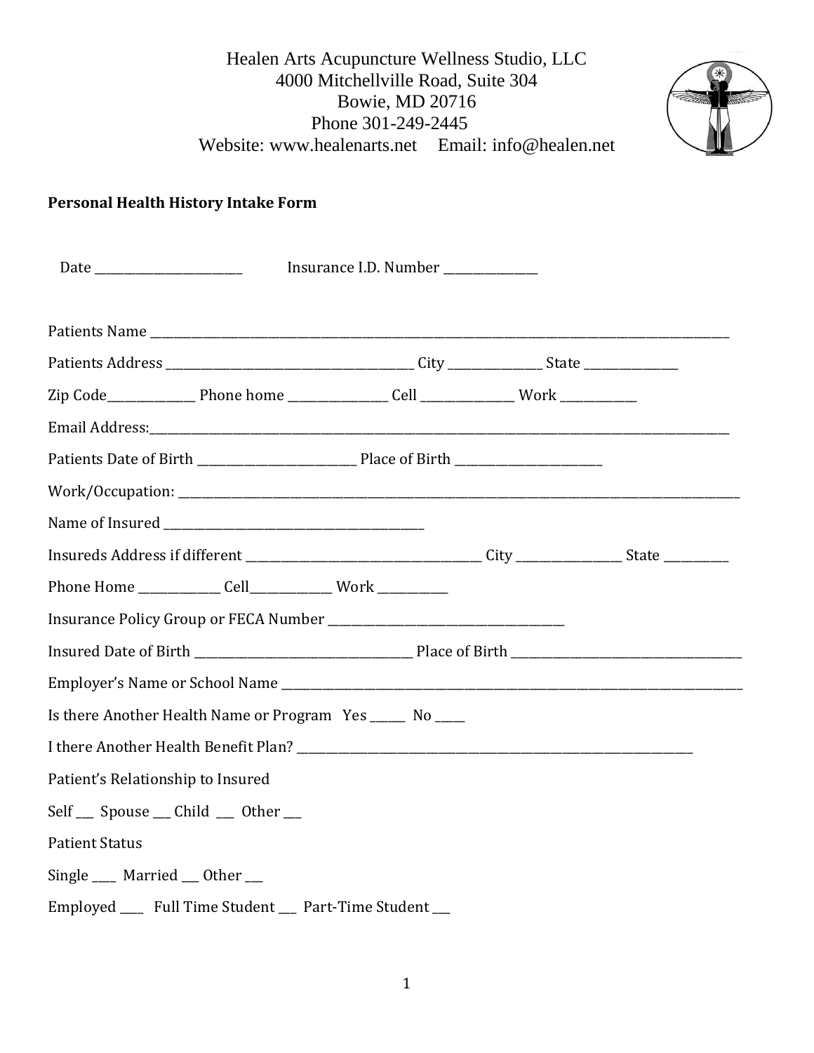Healen Arts Acupuncture Wellness Studio, LLC
4000 Mitchellville Road, Suite 304
Bowie, MD 20716
Phone 301-249-2445
Website: www.healenarts.net     Email: info@healen.net

**Personal Health History Intake Form**

Date ________________________     Insurance I.D. Number ______________

Patients Name ____________________________________________________________________________________________

Patients Address ________________________________________ City ______________ State ______________

Zip Code______________ Phone home _______________ Cell ______________ Work ___________

Email Address:____________________________________________________________________________________________

Patients Date of Birth _________________________ Place of Birth _______________________

Work/Occupation: _________________________________________________________________________________________

Name of Insured __________________________________________

Insureds Address if different _____________________________________ City ________________ State __________

Phone Home _____________ Cell_____________ Work ___________

Insurance Policy Group or FECA Number ______________________________________

Insured Date of Birth ___________________________________ Place of Birth ____________________________________

Employer's Name or School Name ______________________________________________________________________________

Is there Another Health Name or Program   Yes _____  No _____

I there Another Health Benefit Plan? _________________________________________________________________

Patient's Relationship to Insured

Self ___  Spouse ___ Child ___  Other ___

Patient Status

Single ____  Married ___ Other ___

Employed ____   Full Time Student ___  Part-Time Student ___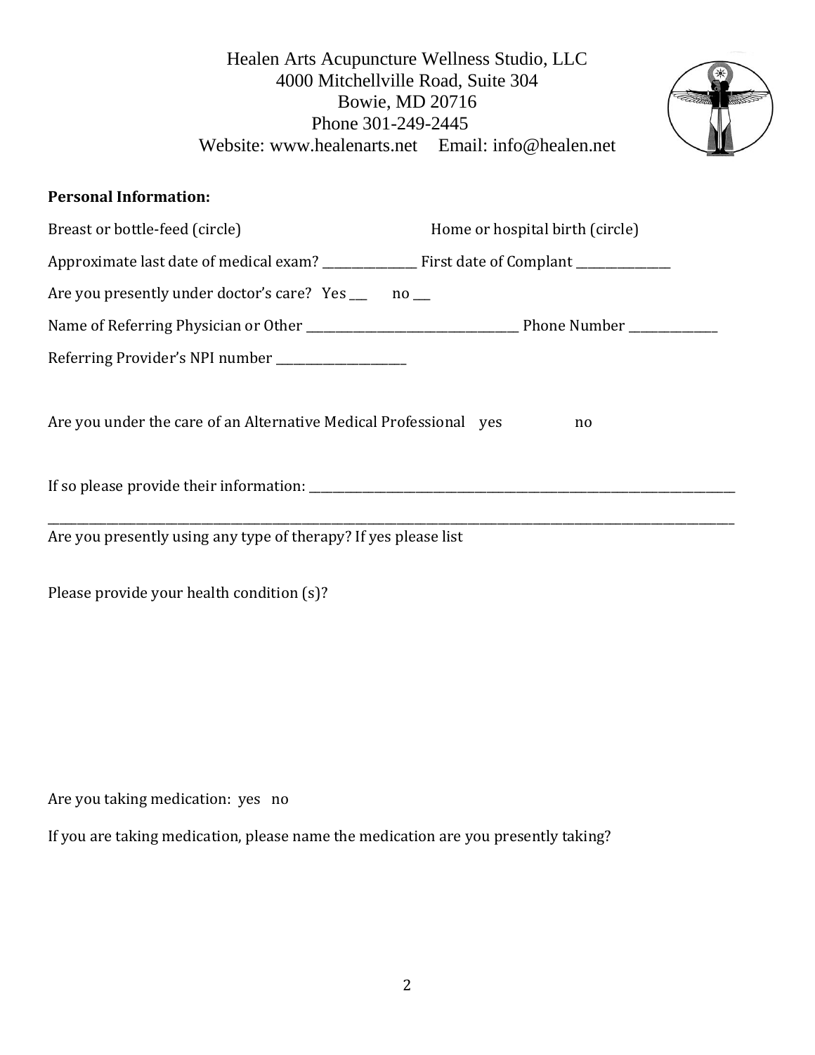Healen Arts Acupuncture Wellness Studio, LLC
4000 Mitchellville Road, Suite 304
Bowie, MD 20716
Phone 301-249-2445
Website: www.healenarts.net Email: info@healen.net

**Personal Information:**

Breast or bottle-feed (circle) Home or hospital birth (circle)

Approximate last date of medical exam? _______________ First date of Complant _______________

Are you presently under doctor's care? Yes ___ no ___

Name of Referring Physician or Other ___________________________________ Phone Number ______________

Referring Provider's NPI number _____________________

Are you under the care of an Alternative Medical Professional yes no

If so please provide their information: ___________________________________________________________________________

___________________________________________________________________________________________________________________

Are you presently using any type of therapy? If yes please list

Please provide your health condition (s)?

Are you taking medication: yes no

If you are taking medication, please name the medication are you presently taking?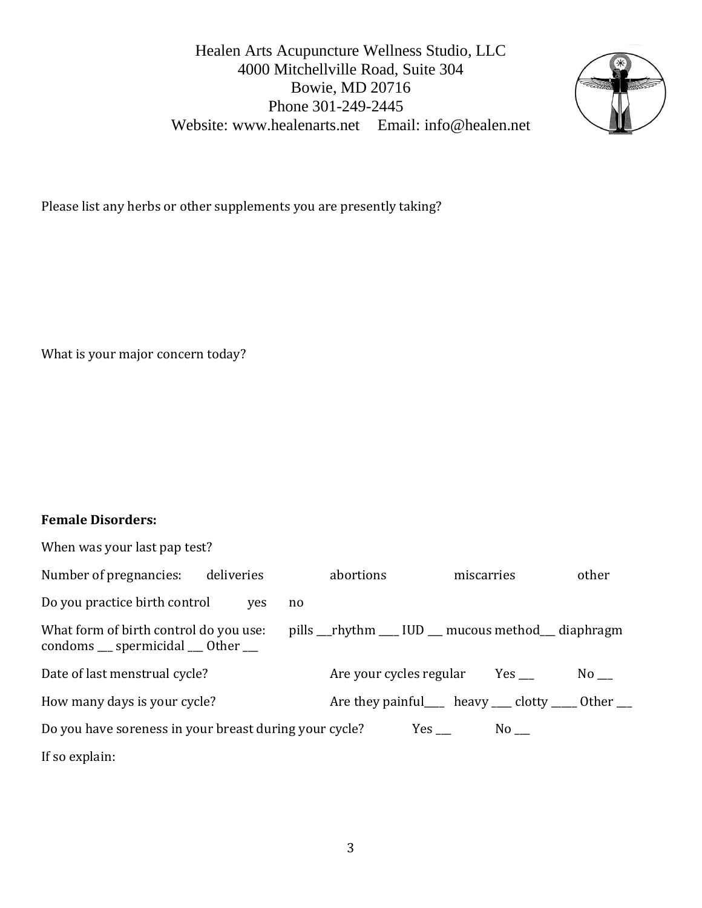Healen Arts Acupuncture Wellness Studio, LLC
4000 Mitchellville Road, Suite 304
Bowie, MD 20716
Phone 301-249-2445
Website: www.healenarts.net     Email: info@healen.net

Please list any herbs or other supplements you are presently taking?

What is your major concern today?

**Female Disorders:**

When was your last pap test?

Number of pregnancies:     deliveries     abortions     miscarries     other

Do you practice birth control     yes     no

What form of birth control do you use:     pills ___rhythm ____ IUD ___ mucous method___ diaphragm condoms ___ spermicidal ___ Other ___

Date of last menstrual cycle?     Are your cycles regular     Yes ___     No ___

How many days is your cycle?     Are they painful____ heavy ____ clotty _____ Other ___

Do you have soreness in your breast during your cycle?     Yes ___     No ___

If so explain: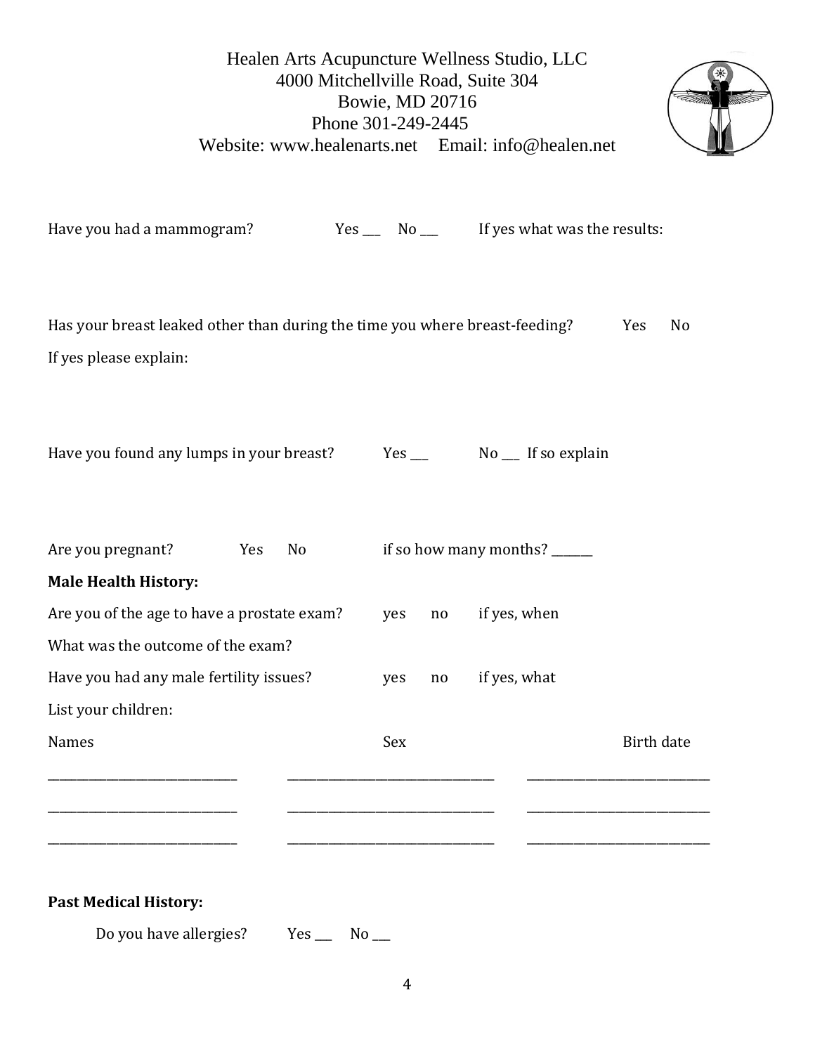Healen Arts Acupuncture Wellness Studio, LLC
4000 Mitchellville Road, Suite 304
Bowie, MD 20716
Phone 301-249-2445
Website: www.healenarts.net Email: info@healen.net

Have you had a mammogram? Yes ___ No ___ If yes what was the results:

Has your breast leaked other than during the time you where breast-feeding? Yes No

If yes please explain:

Have you found any lumps in your breast? Yes ___ No ___ If so explain

Are you pregnant? Yes No if so how many months? ______

**Male Health History:**

Are you of the age to have a prostate exam? yes no if yes, when

What was the outcome of the exam?

Have you had any male fertility issues? yes no if yes, what

List your children:

| Names | Sex | Birth date |
|---|---|---|
| ____________________ | ____________________ | ____________________ |
| ____________________ | ____________________ | ____________________ |
| ____________________ | ____________________ | ____________________ |

**Past Medical History:**

Do you have allergies? Yes ___ No ___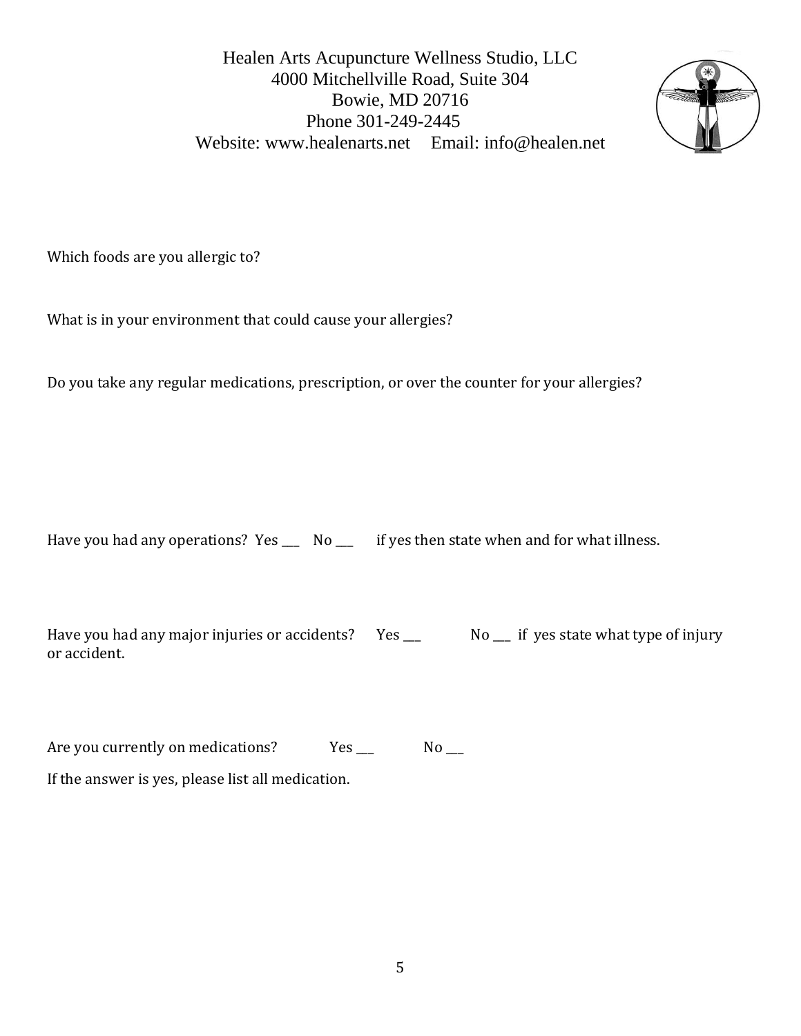Healen Arts Acupuncture Wellness Studio, LLC
4000 Mitchellville Road, Suite 304
Bowie, MD 20716
Phone 301-249-2445
Website: www.healenarts.net Email: info@healen.net

Which foods are you allergic to?

What is in your environment that could cause your allergies?

Do you take any regular medications, prescription, or over the counter for your allergies?

Have you had any operations? Yes ___ No ___ if yes then state when and for what illness.

Have you had any major injuries or accidents? Yes ___ No ___ if yes state what type of injury or accident.

Are you currently on medications? Yes ___ No ___

If the answer is yes, please list all medication.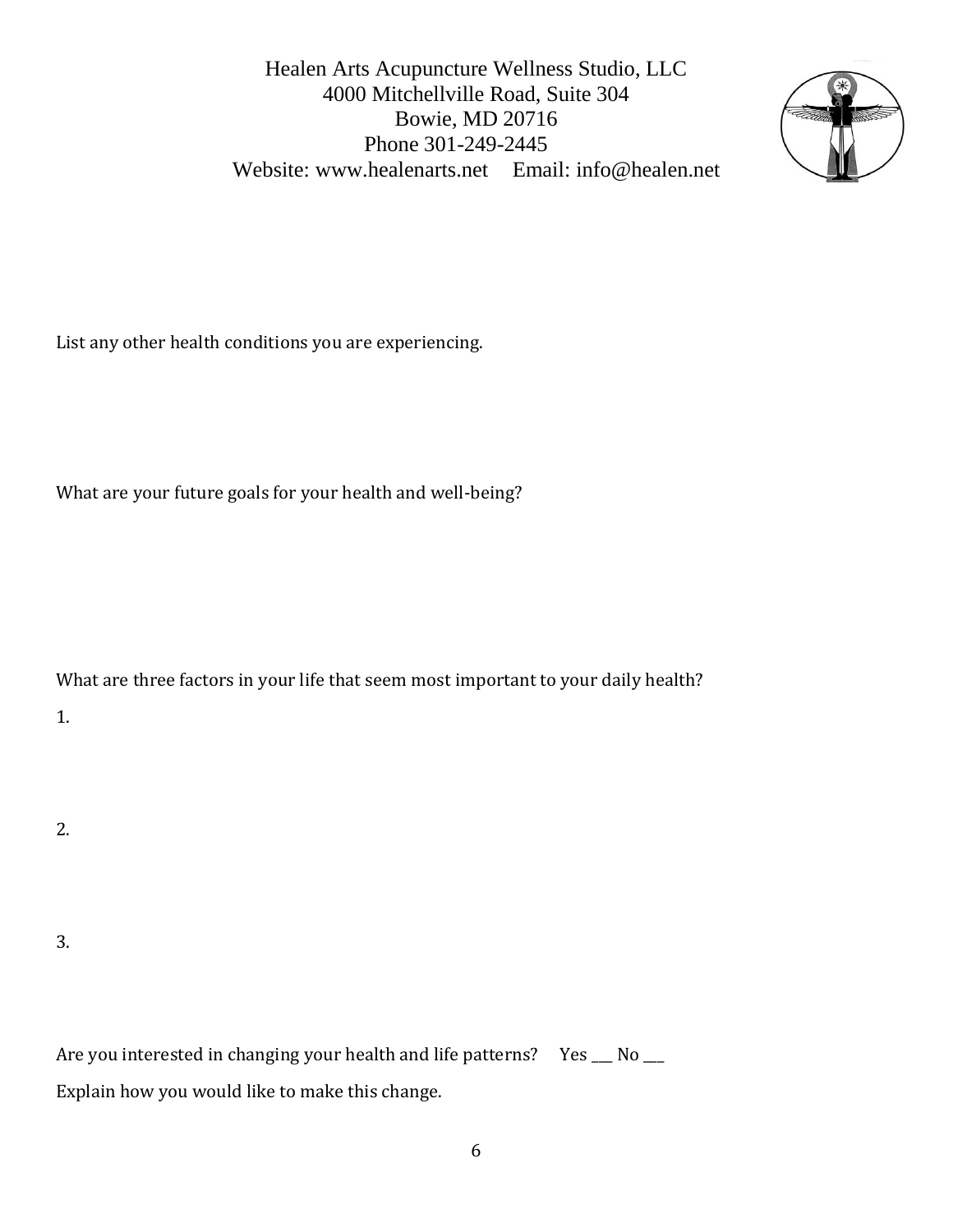Healen Arts Acupuncture Wellness Studio, LLC
4000 Mitchellville Road, Suite 304
Bowie, MD 20716
Phone 301-249-2445
Website: www.healenarts.net     Email: info@healen.net

List any other health conditions you are experiencing.

What are your future goals for your health and well-being?

What are three factors in your life that seem most important to your daily health?

1.

2.

3.

Are you interested in changing your health and life patterns?     Yes ___ No ___

Explain how you would like to make this change.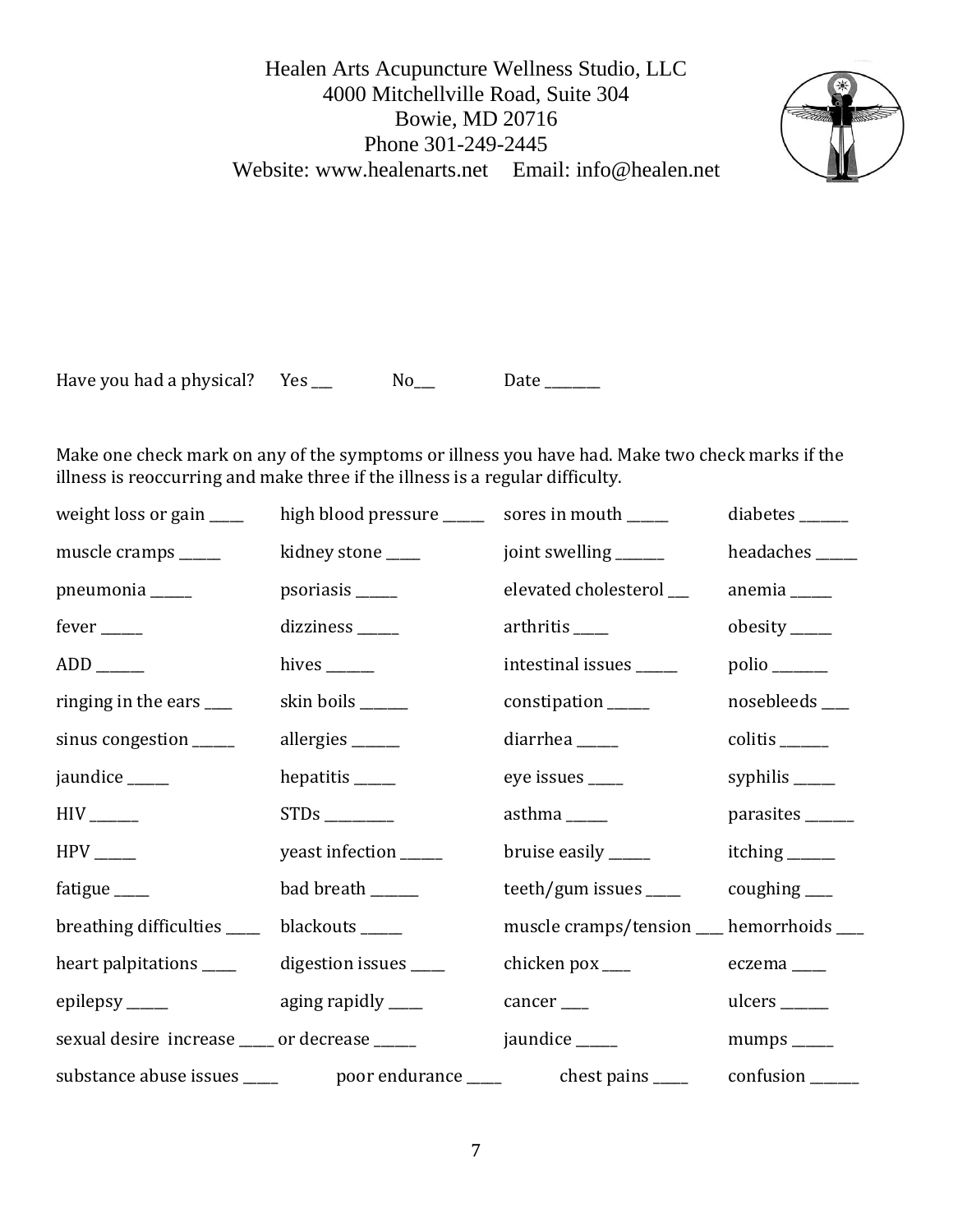Healen Arts Acupuncture Wellness Studio, LLC
4000 Mitchellville Road, Suite 304
Bowie, MD 20716
Phone 301-249-2445
Website: www.healenarts.net   Email: info@healen.net

Have you had a physical?   Yes ___   No___   Date ________

Make one check mark on any of the symptoms or illness you have had. Make two check marks if the illness is reoccurring and make three if the illness is a regular difficulty.

| | | | |
|---|---|---|---|
| weight loss or gain _____ | high blood pressure ______ | sores in mouth ______ | diabetes _______ |
| muscle cramps ______ | kidney stone _____ | joint swelling _______ | headaches ______ |
| pneumonia ______ | psoriasis ______ | elevated cholesterol ___ | anemia ______ |
| fever ______ | dizziness ______ | arthritis _____ | obesity ______ |
| ADD _______ | hives _______ | intestinal issues ______ | polio ________ |
| ringing in the ears ____ | skin boils _______ | constipation ______ | nosebleeds ____ |
| sinus congestion ______ | allergies _______ | diarrhea ______ | colitis _______ |
| jaundice ______ | hepatitis ______ | eye issues _____ | syphilis ______ |
| HIV _______ | STDs __________ | asthma ______ | parasites _______ |
| HPV ______ | yeast infection ______ | bruise easily ______ | itching _______ |
| fatigue _____ | bad breath _______ | teeth/gum issues _____ | coughing ____ |
| breathing difficulties _____ | blackouts ______ | muscle cramps/tension ____ | hemorrhoids ____ |
| heart palpitations _____ | digestion issues _____ | chicken pox ____ | eczema _____ |
| epilepsy ______ | aging rapidly _____ | cancer ____ | ulcers _______ |
| sexual desire increase _____ or decrease ______ | | jaundice ______ | mumps ______ |
| substance abuse issues _____ | poor endurance _____ | chest pains _____ | confusion _______ |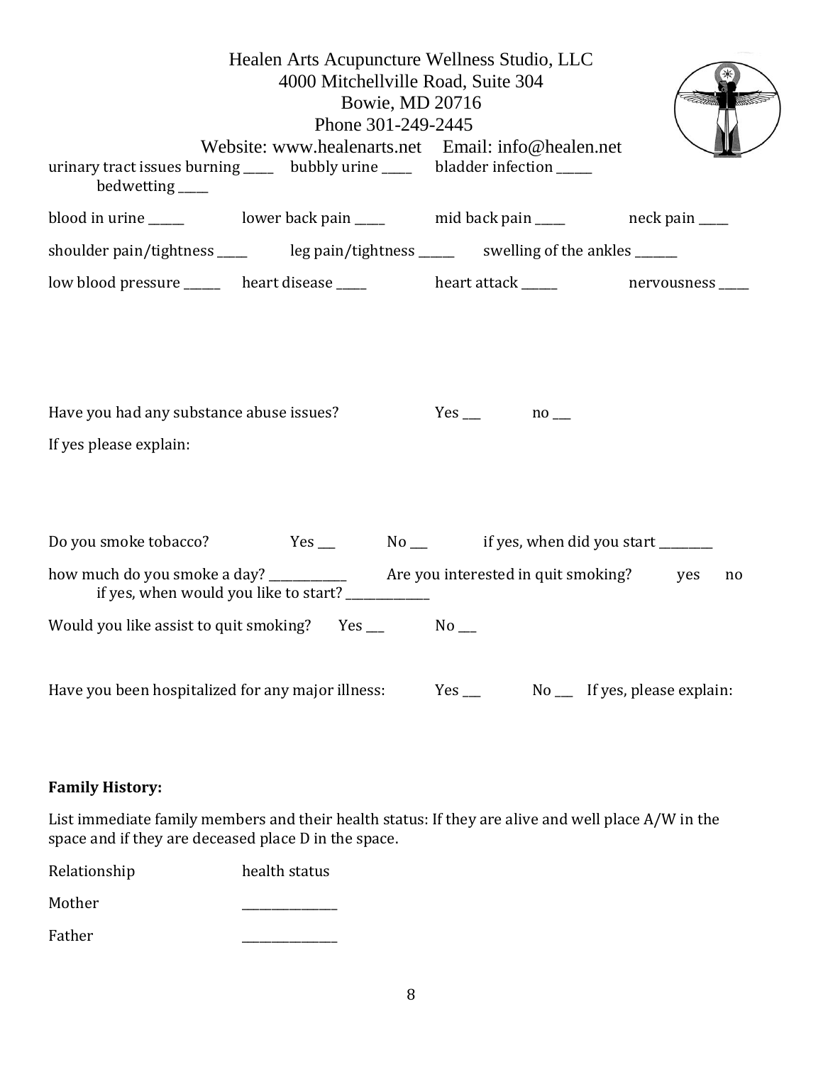urinary tract issues burning _____ bubbly urine _____ bladder infection ______
bedwetting _____

blood in urine ______ lower back pain _____ mid back pain _____ neck pain _____

shoulder pain/tightness _____ leg pain/tightness ______ swelling of the ankles _______

low blood pressure ______ heart disease _____ heart attack ______ nervousness _____

Have you had any substance abuse issues? Yes ___ no ___

If yes please explain:

Do you smoke tobacco? Yes ___ No ___ if yes, when did you start _________

how much do you smoke a day? _____________ Are you interested in quit smoking? yes no
if yes, when would you like to start? ______________

Would you like assist to quit smoking? Yes ___ No ___

Have you been hospitalized for any major illness: Yes ___ No ___ If yes, please explain:

**Family History:**

List immediate family members and their health status: If they are alive and well place A/W in the space and if they are deceased place D in the space.

| Relationship | health status |
|---|---|
| Mother | ________________ |
| Father | ________________ |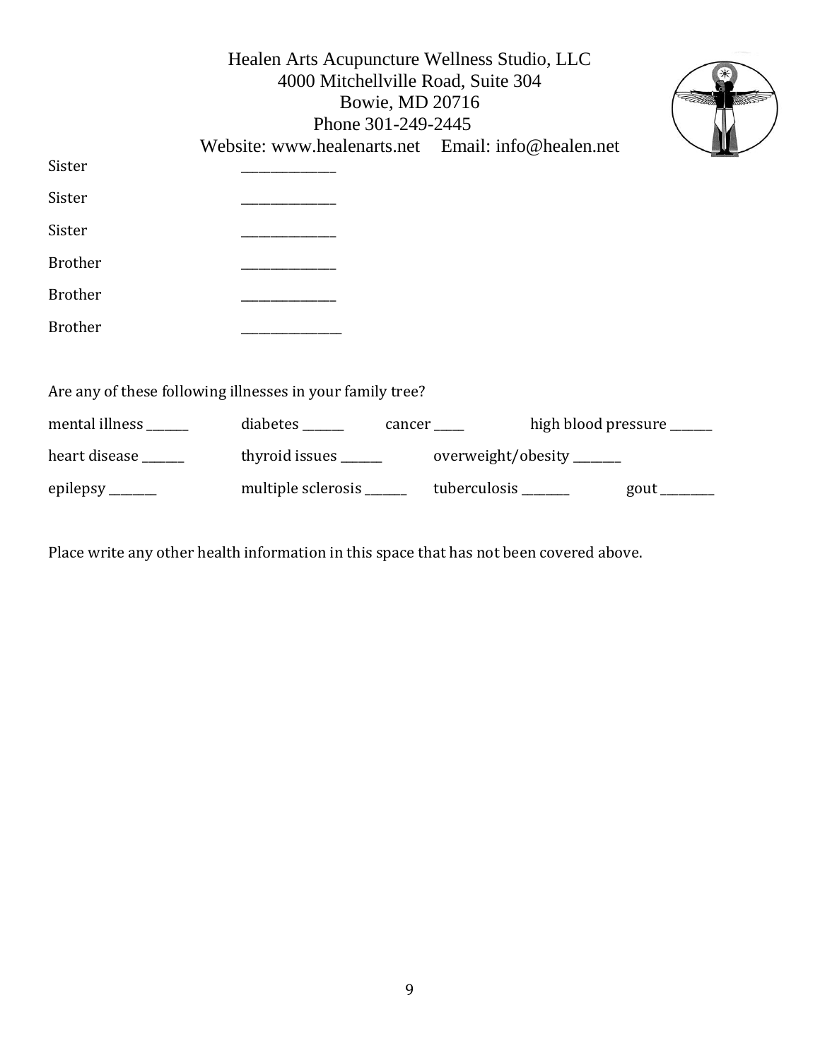Sister _______________

Sister _______________

Sister _______________

Brother _______________

Brother _______________

Brother ________________

Are any of these following illnesses in your family tree?

mental illness _______ diabetes _______ cancer _____ high blood pressure _______

heart disease _______ thyroid issues _______ overweight/obesity ________

epilepsy ________ multiple sclerosis _______ tuberculosis ________ gout _________

Place write any other health information in this space that has not been covered above.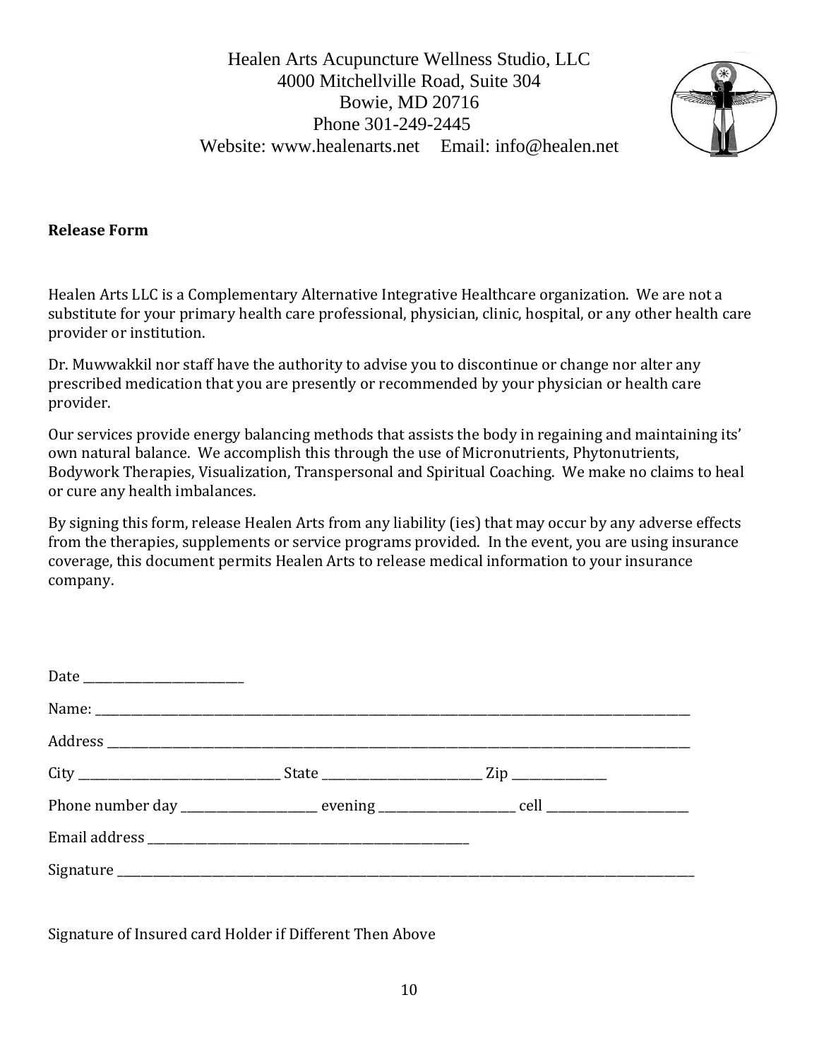Healen Arts Acupuncture Wellness Studio, LLC
4000 Mitchellville Road, Suite 304
Bowie, MD 20716
Phone 301-249-2445
Website: www.healenarts.net     Email: info@healen.net

**Release Form**

Healen Arts LLC is a Complementary Alternative Integrative Healthcare organization. We are not a substitute for your primary health care professional, physician, clinic, hospital, or any other health care provider or institution.

Dr. Muwwakkil nor staff have the authority to advise you to discontinue or change nor alter any prescribed medication that you are presently or recommended by your physician or health care provider.

Our services provide energy balancing methods that assists the body in regaining and maintaining its' own natural balance. We accomplish this through the use of Micronutrients, Phytonutrients, Bodywork Therapies, Visualization, Transpersonal and Spiritual Coaching. We make no claims to heal or cure any health imbalances.

By signing this form, release Healen Arts from any liability (ies) that may occur by any adverse effects from the therapies, supplements or service programs provided. In the event, you are using insurance coverage, this document permits Healen Arts to release medical information to your insurance company.

Date ___________________________

Name: _______________________________________________________________________________________________

Address _____________________________________________________________________________________________

City _________________________________ State ___________________________ Zip _______________

Phone number day ______________________ evening ______________________ cell _______________________

Email address ______________________________________________________

Signature ___________________________________________________________________________________________

Signature of Insured card Holder if Different Then Above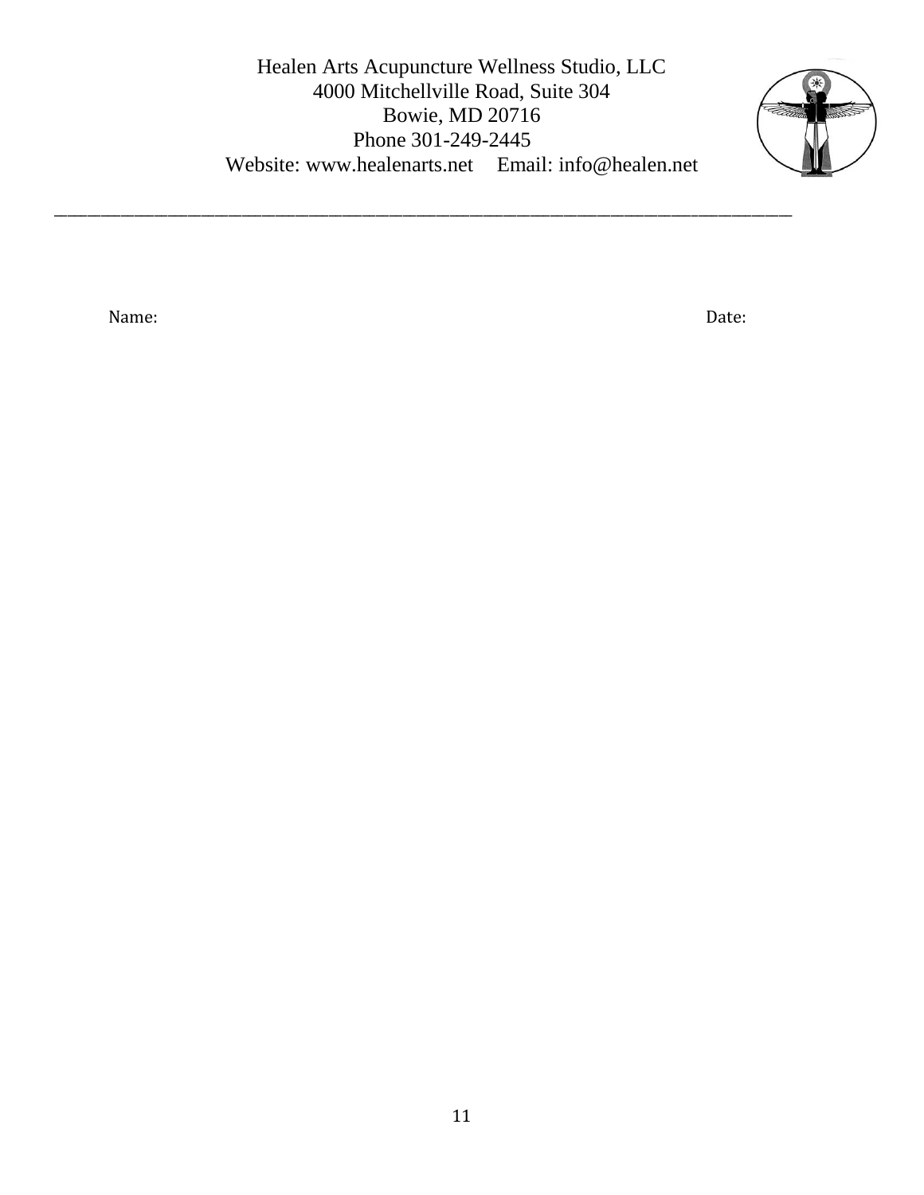Healen Arts Acupuncture Wellness Studio, LLC
4000 Mitchellville Road, Suite 304
Bowie, MD 20716
Phone 301-249-2445
Website: www.healenarts.net Email: info@healen.net

---

Name: Date: